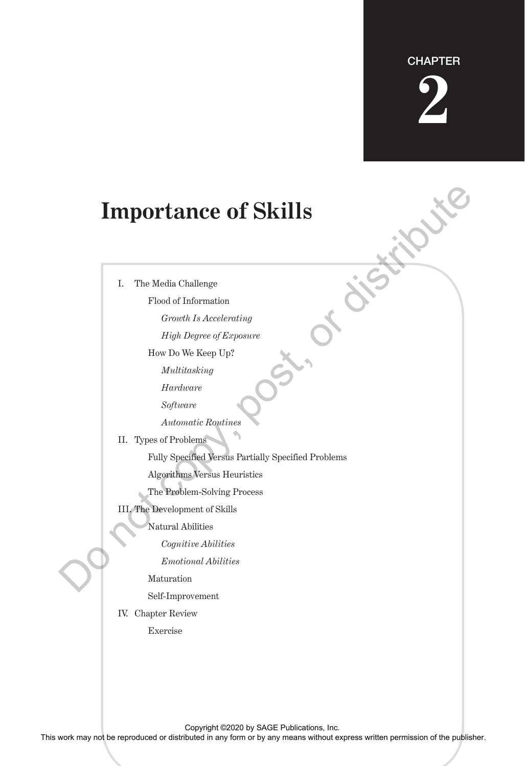CHAPTER

# 2

# Importance of Skills

- I. The Media Challenge
  - Flood of Information
    - *Growth Is Accelerating*
    - *High Degree of Exposure*
  - How Do We Keep Up?
    - *Multitasking*
    - *Hardware*
    - *Software*
    - *Automatic Routines*
- II. Types of Problems
  - Fully Specified Versus Partially Specified Problems
  - Algorithms Versus Heuristics
  - The Problem-Solving Process
- III. The Development of Skills
  - Natural Abilities
    - *Cognitive Abilities*
    - *Emotional Abilities*
  - Maturation
  - Self-Improvement
- IV. Chapter Review
  - Exercise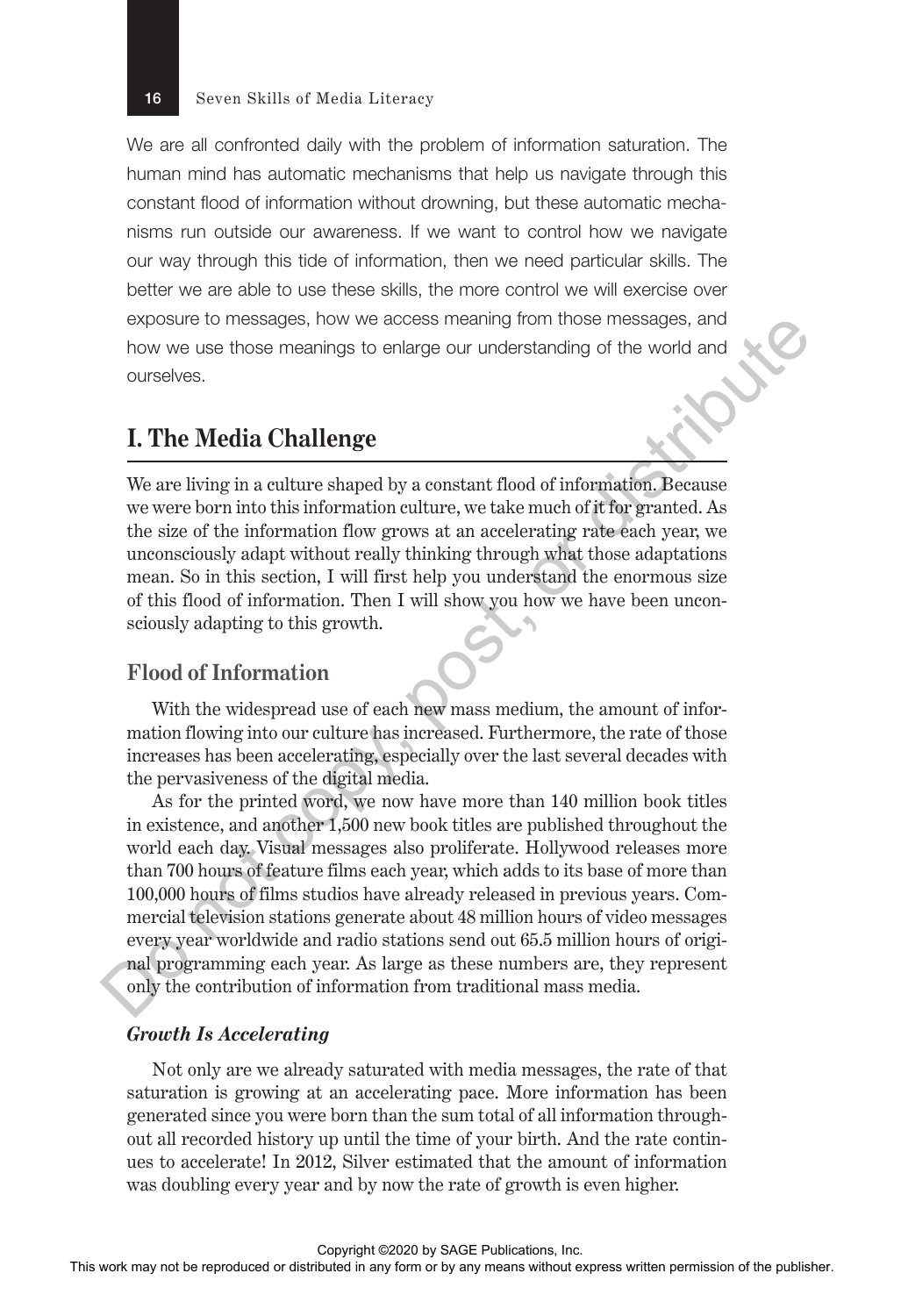We are all confronted daily with the problem of information saturation. The human mind has automatic mechanisms that help us navigate through this constant flood of information without drowning, but these automatic mechanisms run outside our awareness. If we want to control how we navigate our way through this tide of information, then we need particular skills. The better we are able to use these skills, the more control we will exercise over exposure to messages, how we access meaning from those messages, and how we use those meanings to enlarge our understanding of the world and ourselves.

## I. The Media Challenge

We are living in a culture shaped by a constant flood of information. Because we were born into this information culture, we take much of it for granted. As the size of the information flow grows at an accelerating rate each year, we unconsciously adapt without really thinking through what those adaptations mean. So in this section, I will first help you understand the enormous size of this flood of information. Then I will show you how we have been unconsciously adapting to this growth.

### Flood of Information

With the widespread use of each new mass medium, the amount of information flowing into our culture has increased. Furthermore, the rate of those increases has been accelerating, especially over the last several decades with the pervasiveness of the digital media.

As for the printed word, we now have more than 140 million book titles in existence, and another 1,500 new book titles are published throughout the world each day. Visual messages also proliferate. Hollywood releases more than 700 hours of feature films each year, which adds to its base of more than 100,000 hours of films studios have already released in previous years. Commercial television stations generate about 48 million hours of video messages every year worldwide and radio stations send out 65.5 million hours of original programming each year. As large as these numbers are, they represent only the contribution of information from traditional mass media.

#### *Growth Is Accelerating*

Not only are we already saturated with media messages, the rate of that saturation is growing at an accelerating pace. More information has been generated since you were born than the sum total of all information throughout all recorded history up until the time of your birth. And the rate continues to accelerate! In 2012, Silver estimated that the amount of information was doubling every year and by now the rate of growth is even higher.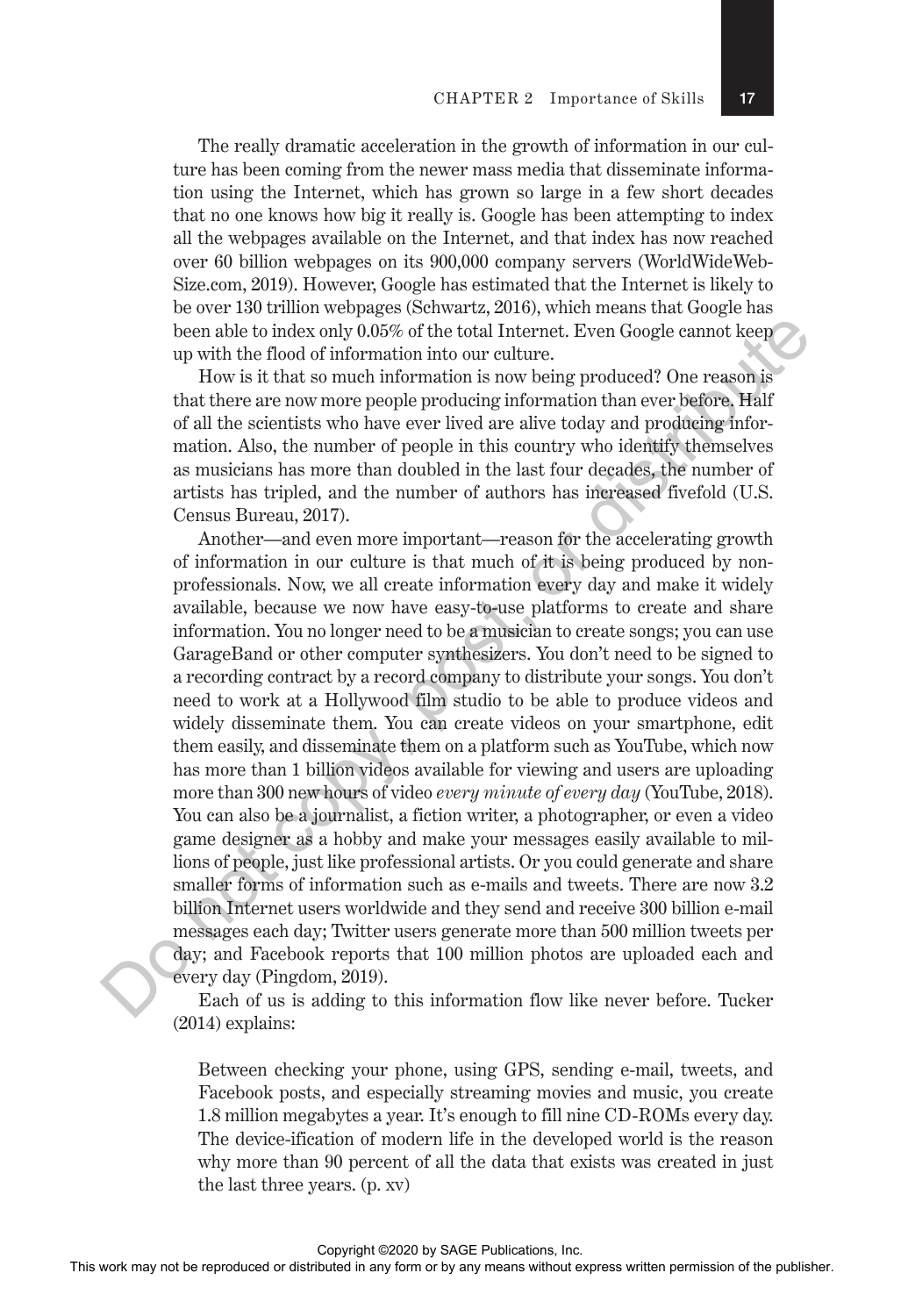The really dramatic acceleration in the growth of information in our culture has been coming from the newer mass media that disseminate information using the Internet, which has grown so large in a few short decades that no one knows how big it really is. Google has been attempting to index all the webpages available on the Internet, and that index has now reached over 60 billion webpages on its 900,000 company servers (WorldWideWebSize.com, 2019). However, Google has estimated that the Internet is likely to be over 130 trillion webpages (Schwartz, 2016), which means that Google has been able to index only 0.05% of the total Internet. Even Google cannot keep up with the flood of information into our culture.

How is it that so much information is now being produced? One reason is that there are now more people producing information than ever before. Half of all the scientists who have ever lived are alive today and producing information. Also, the number of people in this country who identify themselves as musicians has more than doubled in the last four decades, the number of artists has tripled, and the number of authors has increased fivefold (U.S. Census Bureau, 2017).

Another—and even more important—reason for the accelerating growth of information in our culture is that much of it is being produced by nonprofessionals. Now, we all create information every day and make it widely available, because we now have easy-to-use platforms to create and share information. You no longer need to be a musician to create songs; you can use GarageBand or other computer synthesizers. You don't need to be signed to a recording contract by a record company to distribute your songs. You don't need to work at a Hollywood film studio to be able to produce videos and widely disseminate them. You can create videos on your smartphone, edit them easily, and disseminate them on a platform such as YouTube, which now has more than 1 billion videos available for viewing and users are uploading more than 300 new hours of video *every minute of every day* (YouTube, 2018). You can also be a journalist, a fiction writer, a photographer, or even a video game designer as a hobby and make your messages easily available to millions of people, just like professional artists. Or you could generate and share smaller forms of information such as e-mails and tweets. There are now 3.2 billion Internet users worldwide and they send and receive 300 billion e-mail messages each day; Twitter users generate more than 500 million tweets per day; and Facebook reports that 100 million photos are uploaded each and every day (Pingdom, 2019).

Each of us is adding to this information flow like never before. Tucker (2014) explains:

> Between checking your phone, using GPS, sending e-mail, tweets, and Facebook posts, and especially streaming movies and music, you create 1.8 million megabytes a year. It's enough to fill nine CD-ROMs every day. The device-ification of modern life in the developed world is the reason why more than 90 percent of all the data that exists was created in just the last three years. (p. xv)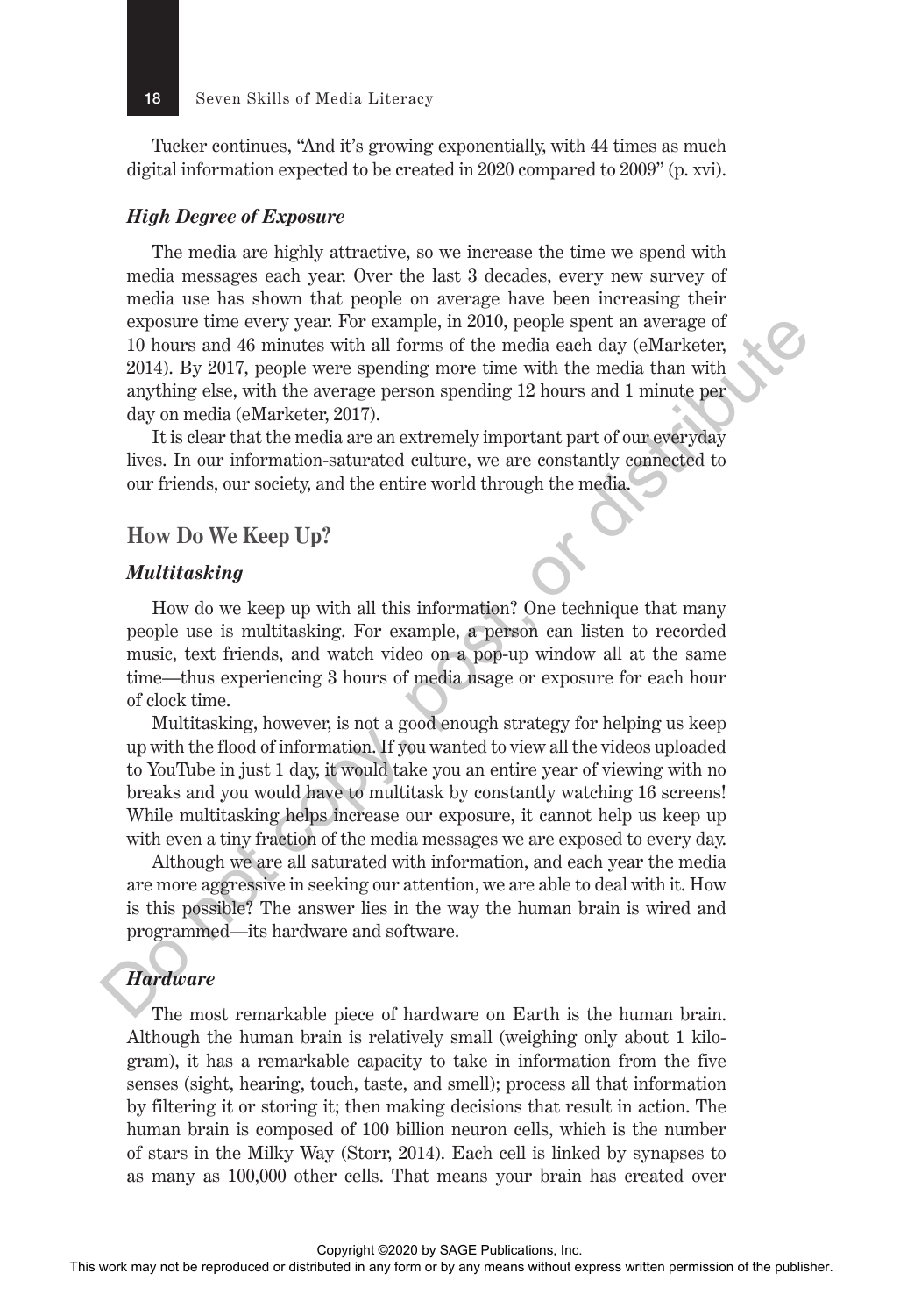Tucker continues, "And it's growing exponentially, with 44 times as much digital information expected to be created in 2020 compared to 2009" (p. xvi).

### *High Degree of Exposure*

The media are highly attractive, so we increase the time we spend with media messages each year. Over the last 3 decades, every new survey of media use has shown that people on average have been increasing their exposure time every year. For example, in 2010, people spent an average of 10 hours and 46 minutes with all forms of the media each day (eMarketer, 2014). By 2017, people were spending more time with the media than with anything else, with the average person spending 12 hours and 1 minute per day on media (eMarketer, 2017).

It is clear that the media are an extremely important part of our everyday lives. In our information-saturated culture, we are constantly connected to our friends, our society, and the entire world through the media.

## How Do We Keep Up?

### *Multitasking*

How do we keep up with all this information? One technique that many people use is multitasking. For example, a person can listen to recorded music, text friends, and watch video on a pop-up window all at the same time—thus experiencing 3 hours of media usage or exposure for each hour of clock time.

Multitasking, however, is not a good enough strategy for helping us keep up with the flood of information. If you wanted to view all the videos uploaded to YouTube in just 1 day, it would take you an entire year of viewing with no breaks and you would have to multitask by constantly watching 16 screens! While multitasking helps increase our exposure, it cannot help us keep up with even a tiny fraction of the media messages we are exposed to every day.

Although we are all saturated with information, and each year the media are more aggressive in seeking our attention, we are able to deal with it. How is this possible? The answer lies in the way the human brain is wired and programmed—its hardware and software.

### *Hardware*

The most remarkable piece of hardware on Earth is the human brain. Although the human brain is relatively small (weighing only about 1 kilogram), it has a remarkable capacity to take in information from the five senses (sight, hearing, touch, taste, and smell); process all that information by filtering it or storing it; then making decisions that result in action. The human brain is composed of 100 billion neuron cells, which is the number of stars in the Milky Way (Storr, 2014). Each cell is linked by synapses to as many as 100,000 other cells. That means your brain has created over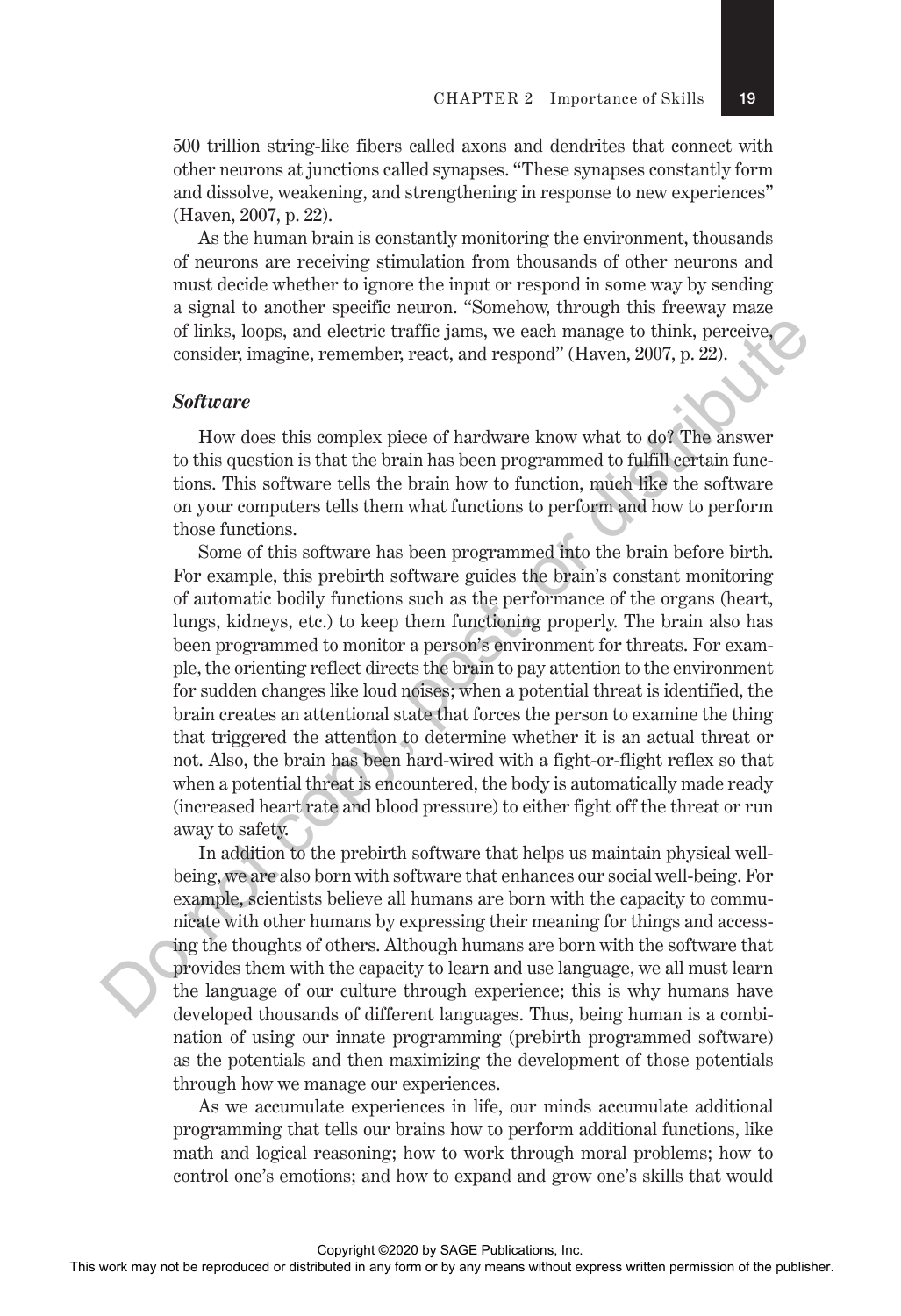500 trillion string-like fibers called axons and dendrites that connect with other neurons at junctions called synapses. "These synapses constantly form and dissolve, weakening, and strengthening in response to new experiences" (Haven, 2007, p. 22).

As the human brain is constantly monitoring the environment, thousands of neurons are receiving stimulation from thousands of other neurons and must decide whether to ignore the input or respond in some way by sending a signal to another specific neuron. "Somehow, through this freeway maze of links, loops, and electric traffic jams, we each manage to think, perceive, consider, imagine, remember, react, and respond" (Haven, 2007, p. 22).

### *Software*

How does this complex piece of hardware know what to do? The answer to this question is that the brain has been programmed to fulfill certain functions. This software tells the brain how to function, much like the software on your computers tells them what functions to perform and how to perform those functions.

Some of this software has been programmed into the brain before birth. For example, this prebirth software guides the brain's constant monitoring of automatic bodily functions such as the performance of the organs (heart, lungs, kidneys, etc.) to keep them functioning properly. The brain also has been programmed to monitor a person's environment for threats. For example, the orienting reflect directs the brain to pay attention to the environment for sudden changes like loud noises; when a potential threat is identified, the brain creates an attentional state that forces the person to examine the thing that triggered the attention to determine whether it is an actual threat or not. Also, the brain has been hard-wired with a fight-or-flight reflex so that when a potential threat is encountered, the body is automatically made ready (increased heart rate and blood pressure) to either fight off the threat or run away to safety.

In addition to the prebirth software that helps us maintain physical well-being, we are also born with software that enhances our social well-being. For example, scientists believe all humans are born with the capacity to communicate with other humans by expressing their meaning for things and accessing the thoughts of others. Although humans are born with the software that provides them with the capacity to learn and use language, we all must learn the language of our culture through experience; this is why humans have developed thousands of different languages. Thus, being human is a combination of using our innate programming (prebirth programmed software) as the potentials and then maximizing the development of those potentials through how we manage our experiences.

As we accumulate experiences in life, our minds accumulate additional programming that tells our brains how to perform additional functions, like math and logical reasoning; how to work through moral problems; how to control one's emotions; and how to expand and grow one's skills that would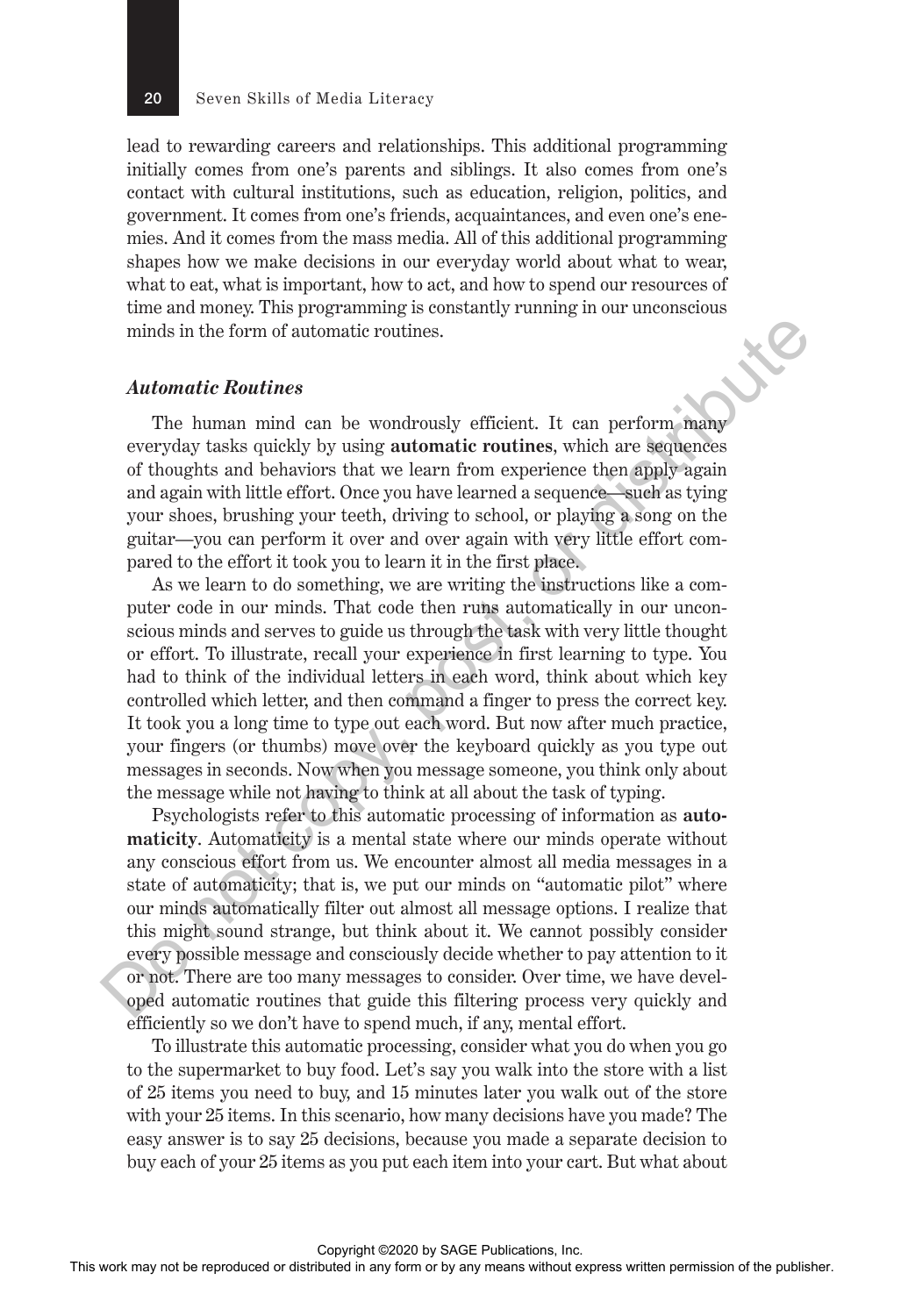lead to rewarding careers and relationships. This additional programming initially comes from one's parents and siblings. It also comes from one's contact with cultural institutions, such as education, religion, politics, and government. It comes from one's friends, acquaintances, and even one's enemies. And it comes from the mass media. All of this additional programming shapes how we make decisions in our everyday world about what to wear, what to eat, what is important, how to act, and how to spend our resources of time and money. This programming is constantly running in our unconscious minds in the form of automatic routines.

### *Automatic Routines*

The human mind can be wondrously efficient. It can perform many everyday tasks quickly by using **automatic routines**, which are sequences of thoughts and behaviors that we learn from experience then apply again and again with little effort. Once you have learned a sequence—such as tying your shoes, brushing your teeth, driving to school, or playing a song on the guitar—you can perform it over and over again with very little effort compared to the effort it took you to learn it in the first place.

As we learn to do something, we are writing the instructions like a computer code in our minds. That code then runs automatically in our unconscious minds and serves to guide us through the task with very little thought or effort. To illustrate, recall your experience in first learning to type. You had to think of the individual letters in each word, think about which key controlled which letter, and then command a finger to press the correct key. It took you a long time to type out each word. But now after much practice, your fingers (or thumbs) move over the keyboard quickly as you type out messages in seconds. Now when you message someone, you think only about the message while not having to think at all about the task of typing.

Psychologists refer to this automatic processing of information as **automaticity**. Automaticity is a mental state where our minds operate without any conscious effort from us. We encounter almost all media messages in a state of automaticity; that is, we put our minds on "automatic pilot" where our minds automatically filter out almost all message options. I realize that this might sound strange, but think about it. We cannot possibly consider every possible message and consciously decide whether to pay attention to it or not. There are too many messages to consider. Over time, we have developed automatic routines that guide this filtering process very quickly and efficiently so we don't have to spend much, if any, mental effort.

To illustrate this automatic processing, consider what you do when you go to the supermarket to buy food. Let's say you walk into the store with a list of 25 items you need to buy, and 15 minutes later you walk out of the store with your 25 items. In this scenario, how many decisions have you made? The easy answer is to say 25 decisions, because you made a separate decision to buy each of your 25 items as you put each item into your cart. But what about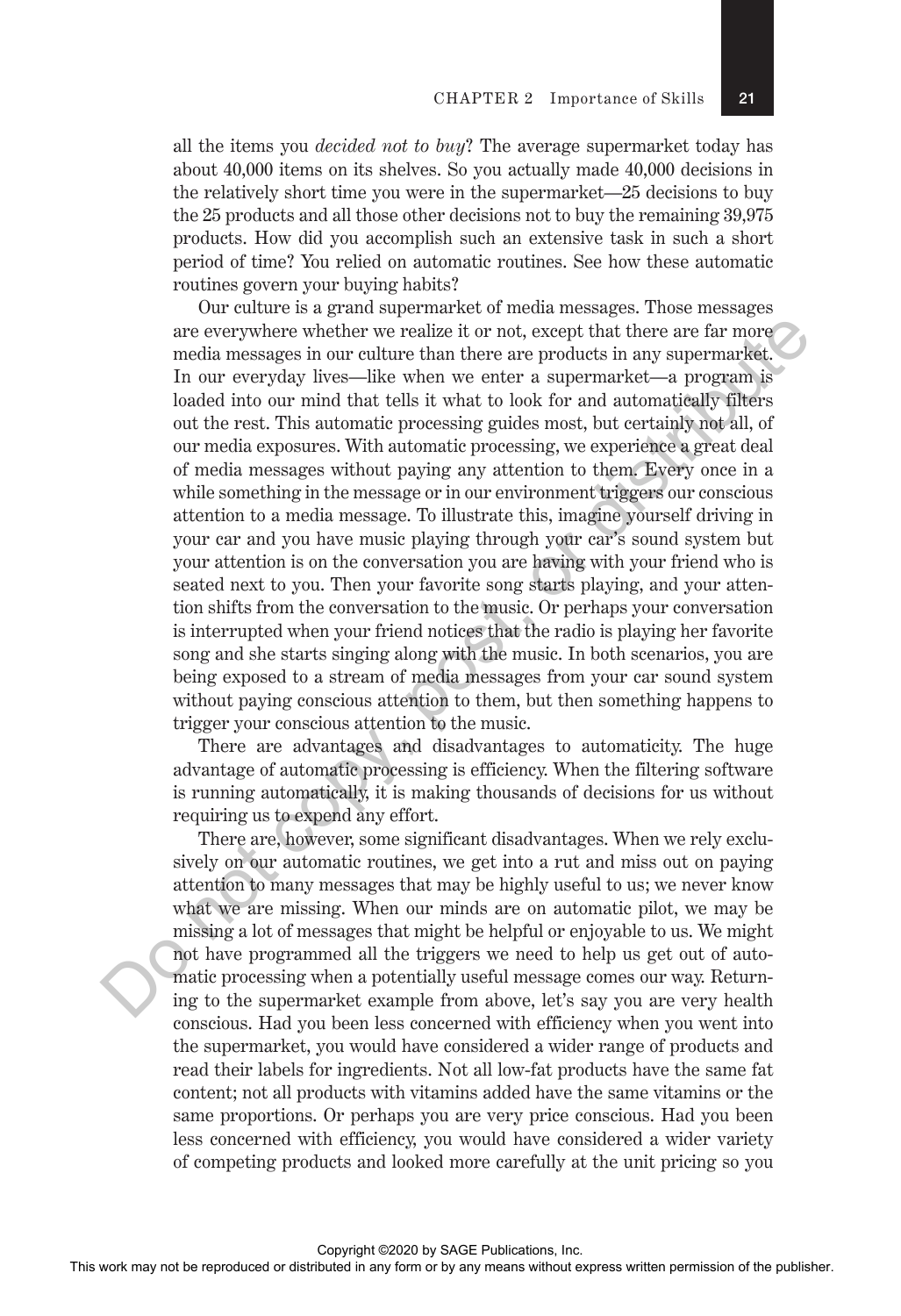all the items you *decided not to buy*? The average supermarket today has about 40,000 items on its shelves. So you actually made 40,000 decisions in the relatively short time you were in the supermarket—25 decisions to buy the 25 products and all those other decisions not to buy the remaining 39,975 products. How did you accomplish such an extensive task in such a short period of time? You relied on automatic routines. See how these automatic routines govern your buying habits?

Our culture is a grand supermarket of media messages. Those messages are everywhere whether we realize it or not, except that there are far more media messages in our culture than there are products in any supermarket. In our everyday lives—like when we enter a supermarket—a program is loaded into our mind that tells it what to look for and automatically filters out the rest. This automatic processing guides most, but certainly not all, of our media exposures. With automatic processing, we experience a great deal of media messages without paying any attention to them. Every once in a while something in the message or in our environment triggers our conscious attention to a media message. To illustrate this, imagine yourself driving in your car and you have music playing through your car's sound system but your attention is on the conversation you are having with your friend who is seated next to you. Then your favorite song starts playing, and your attention shifts from the conversation to the music. Or perhaps your conversation is interrupted when your friend notices that the radio is playing her favorite song and she starts singing along with the music. In both scenarios, you are being exposed to a stream of media messages from your car sound system without paying conscious attention to them, but then something happens to trigger your conscious attention to the music.

There are advantages and disadvantages to automaticity. The huge advantage of automatic processing is efficiency. When the filtering software is running automatically, it is making thousands of decisions for us without requiring us to expend any effort.

There are, however, some significant disadvantages. When we rely exclusively on our automatic routines, we get into a rut and miss out on paying attention to many messages that may be highly useful to us; we never know what we are missing. When our minds are on automatic pilot, we may be missing a lot of messages that might be helpful or enjoyable to us. We might not have programmed all the triggers we need to help us get out of automatic processing when a potentially useful message comes our way. Returning to the supermarket example from above, let's say you are very health conscious. Had you been less concerned with efficiency when you went into the supermarket, you would have considered a wider range of products and read their labels for ingredients. Not all low-fat products have the same fat content; not all products with vitamins added have the same vitamins or the same proportions. Or perhaps you are very price conscious. Had you been less concerned with efficiency, you would have considered a wider variety of competing products and looked more carefully at the unit pricing so you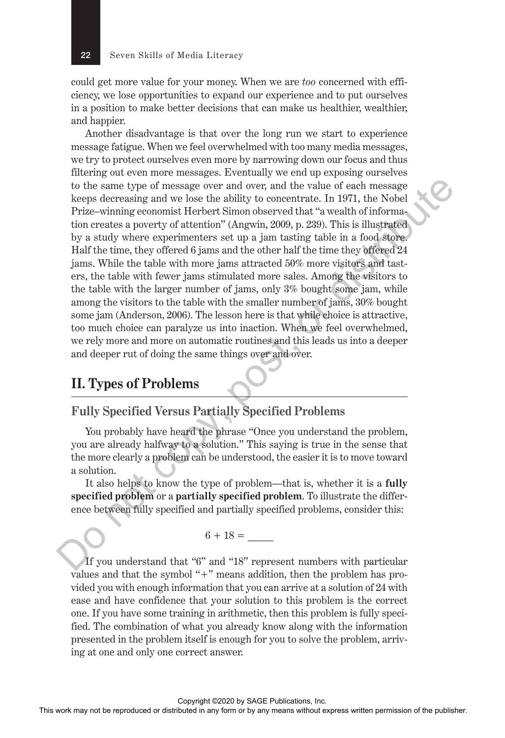could get more value for your money. When we are *too* concerned with efficiency, we lose opportunities to expand our experience and to put ourselves in a position to make better decisions that can make us healthier, wealthier, and happier.

Another disadvantage is that over the long run we start to experience message fatigue. When we feel overwhelmed with too many media messages, we try to protect ourselves even more by narrowing down our focus and thus filtering out even more messages. Eventually we end up exposing ourselves to the same type of message over and over, and the value of each message keeps decreasing and we lose the ability to concentrate. In 1971, the Nobel Prize–winning economist Herbert Simon observed that "a wealth of information creates a poverty of attention" (Angwin, 2009, p. 239). This is illustrated by a study where experimenters set up a jam tasting table in a food store. Half the time, they offered 6 jams and the other half the time they offered 24 jams. While the table with more jams attracted 50% more visitors and tasters, the table with fewer jams stimulated more sales. Among the visitors to the table with the larger number of jams, only 3% bought some jam, while among the visitors to the table with the smaller number of jams, 30% bought some jam (Anderson, 2006). The lesson here is that while choice is attractive, too much choice can paralyze us into inaction. When we feel overwhelmed, we rely more and more on automatic routines and this leads us into a deeper and deeper rut of doing the same things over and over.

## II. Types of Problems

### Fully Specified Versus Partially Specified Problems

You probably have heard the phrase "Once you understand the problem, you are already halfway to a solution." This saying is true in the sense that the more clearly a problem can be understood, the easier it is to move toward a solution.

It also helps to know the type of problem—that is, whether it is a **fully specified problem** or a **partially specified problem**. To illustrate the difference between fully specified and partially specified problems, consider this:

$$6 + 18 = \_\_\_\_$$

If you understand that "6" and "18" represent numbers with particular values and that the symbol "+" means addition, then the problem has provided you with enough information that you can arrive at a solution of 24 with ease and have confidence that your solution to this problem is the correct one. If you have some training in arithmetic, then this problem is fully specified. The combination of what you already know along with the information presented in the problem itself is enough for you to solve the problem, arriving at one and only one correct answer.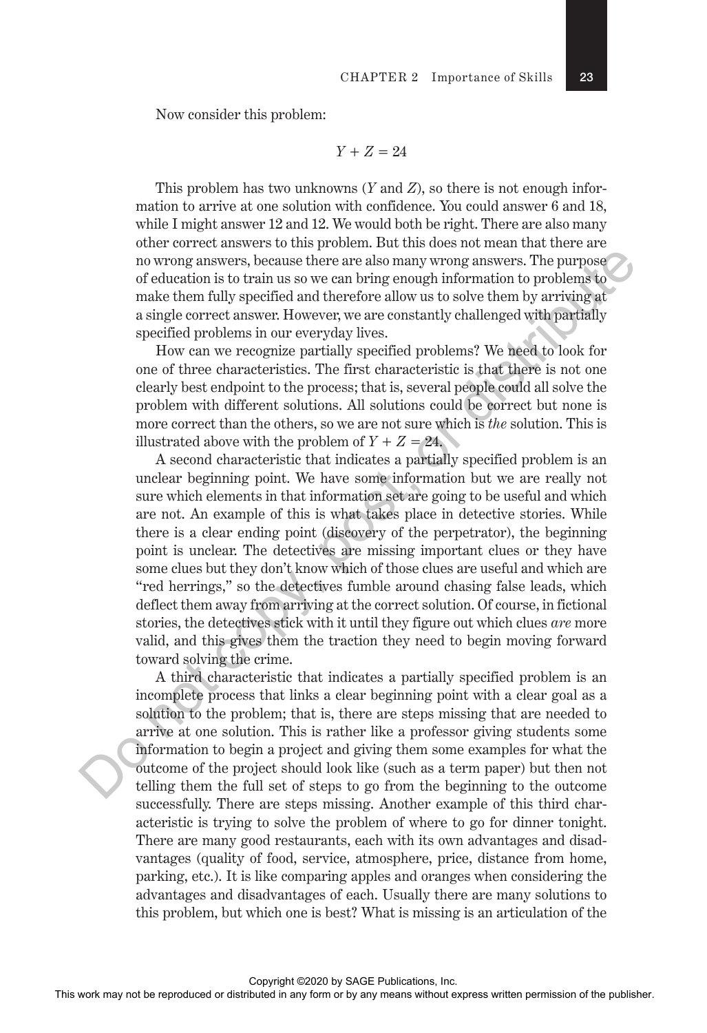Now consider this problem:

$$Y + Z = 24$$

This problem has two unknowns ($Y$ and $Z$), so there is not enough information to arrive at one solution with confidence. You could answer 6 and 18, while I might answer 12 and 12. We would both be right. There are also many other correct answers to this problem. But this does not mean that there are no wrong answers, because there are also many wrong answers. The purpose of education is to train us so we can bring enough information to problems to make them fully specified and therefore allow us to solve them by arriving at a single correct answer. However, we are constantly challenged with partially specified problems in our everyday lives.

How can we recognize partially specified problems? We need to look for one of three characteristics. The first characteristic is that there is not one clearly best endpoint to the process; that is, several people could all solve the problem with different solutions. All solutions could be correct but none is more correct than the others, so we are not sure which is *the* solution. This is illustrated above with the problem of $Y + Z = 24$.

A second characteristic that indicates a partially specified problem is an unclear beginning point. We have some information but we are really not sure which elements in that information set are going to be useful and which are not. An example of this is what takes place in detective stories. While there is a clear ending point (discovery of the perpetrator), the beginning point is unclear. The detectives are missing important clues or they have some clues but they don't know which of those clues are useful and which are "red herrings," so the detectives fumble around chasing false leads, which deflect them away from arriving at the correct solution. Of course, in fictional stories, the detectives stick with it until they figure out which clues *are* more valid, and this gives them the traction they need to begin moving forward toward solving the crime.

A third characteristic that indicates a partially specified problem is an incomplete process that links a clear beginning point with a clear goal as a solution to the problem; that is, there are steps missing that are needed to arrive at one solution. This is rather like a professor giving students some information to begin a project and giving them some examples for what the outcome of the project should look like (such as a term paper) but then not telling them the full set of steps to go from the beginning to the outcome successfully. There are steps missing. Another example of this third characteristic is trying to solve the problem of where to go for dinner tonight. There are many good restaurants, each with its own advantages and disadvantages (quality of food, service, atmosphere, price, distance from home, parking, etc.). It is like comparing apples and oranges when considering the advantages and disadvantages of each. Usually there are many solutions to this problem, but which one is best? What is missing is an articulation of the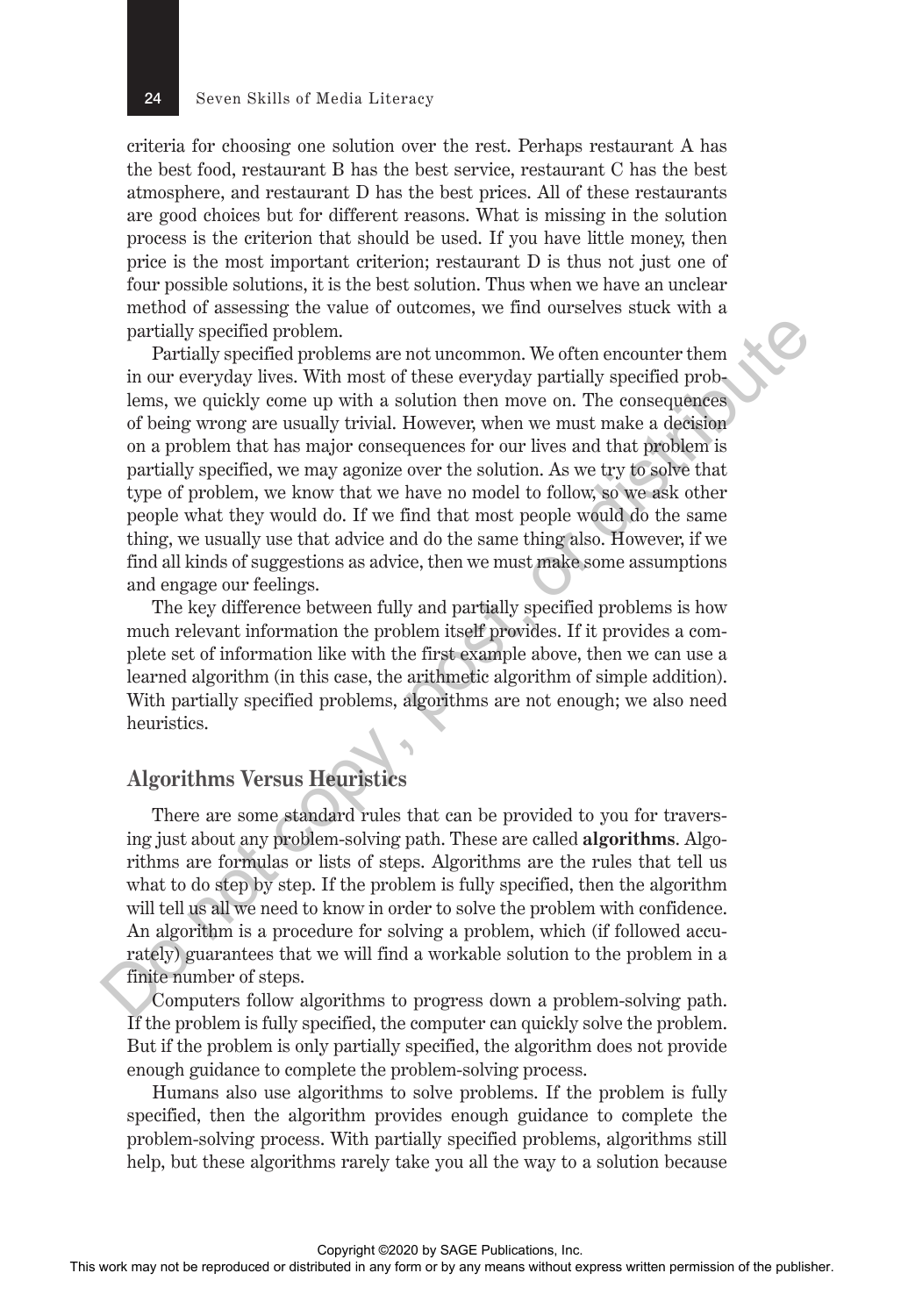criteria for choosing one solution over the rest. Perhaps restaurant A has the best food, restaurant B has the best service, restaurant C has the best atmosphere, and restaurant D has the best prices. All of these restaurants are good choices but for different reasons. What is missing in the solution process is the criterion that should be used. If you have little money, then price is the most important criterion; restaurant D is thus not just one of four possible solutions, it is the best solution. Thus when we have an unclear method of assessing the value of outcomes, we find ourselves stuck with a partially specified problem.

Partially specified problems are not uncommon. We often encounter them in our everyday lives. With most of these everyday partially specified problems, we quickly come up with a solution then move on. The consequences of being wrong are usually trivial. However, when we must make a decision on a problem that has major consequences for our lives and that problem is partially specified, we may agonize over the solution. As we try to solve that type of problem, we know that we have no model to follow, so we ask other people what they would do. If we find that most people would do the same thing, we usually use that advice and do the same thing also. However, if we find all kinds of suggestions as advice, then we must make some assumptions and engage our feelings.

The key difference between fully and partially specified problems is how much relevant information the problem itself provides. If it provides a complete set of information like with the first example above, then we can use a learned algorithm (in this case, the arithmetic algorithm of simple addition). With partially specified problems, algorithms are not enough; we also need heuristics.

## Algorithms Versus Heuristics

There are some standard rules that can be provided to you for traversing just about any problem-solving path. These are called **algorithms**. Algorithms are formulas or lists of steps. Algorithms are the rules that tell us what to do step by step. If the problem is fully specified, then the algorithm will tell us all we need to know in order to solve the problem with confidence. An algorithm is a procedure for solving a problem, which (if followed accurately) guarantees that we will find a workable solution to the problem in a finite number of steps.

Computers follow algorithms to progress down a problem-solving path. If the problem is fully specified, the computer can quickly solve the problem. But if the problem is only partially specified, the algorithm does not provide enough guidance to complete the problem-solving process.

Humans also use algorithms to solve problems. If the problem is fully specified, then the algorithm provides enough guidance to complete the problem-solving process. With partially specified problems, algorithms still help, but these algorithms rarely take you all the way to a solution because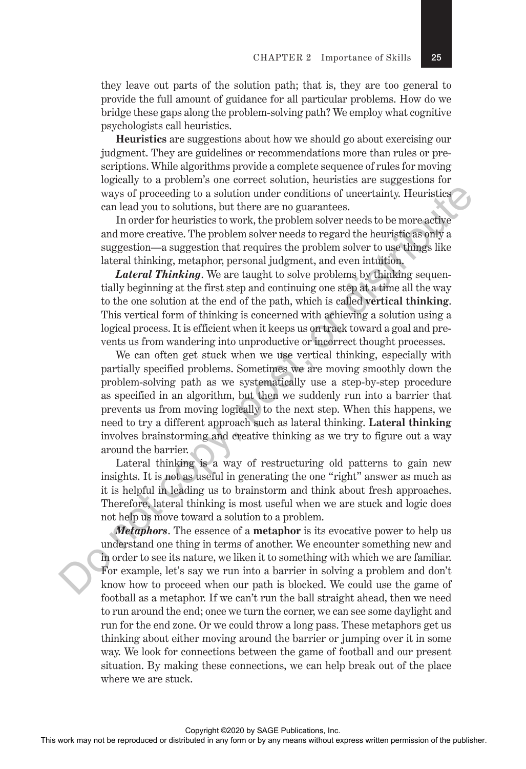they leave out parts of the solution path; that is, they are too general to provide the full amount of guidance for all particular problems. How do we bridge these gaps along the problem-solving path? We employ what cognitive psychologists call heuristics.

**Heuristics** are suggestions about how we should go about exercising our judgment. They are guidelines or recommendations more than rules or prescriptions. While algorithms provide a complete sequence of rules for moving logically to a problem's one correct solution, heuristics are suggestions for ways of proceeding to a solution under conditions of uncertainty. Heuristics can lead you to solutions, but there are no guarantees.

In order for heuristics to work, the problem solver needs to be more active and more creative. The problem solver needs to regard the heuristic as only a suggestion—a suggestion that requires the problem solver to use things like lateral thinking, metaphor, personal judgment, and even intuition.

***Lateral Thinking***. We are taught to solve problems by thinking sequentially beginning at the first step and continuing one step at a time all the way to the one solution at the end of the path, which is called **vertical thinking**. This vertical form of thinking is concerned with achieving a solution using a logical process. It is efficient when it keeps us on track toward a goal and prevents us from wandering into unproductive or incorrect thought processes.

We can often get stuck when we use vertical thinking, especially with partially specified problems. Sometimes we are moving smoothly down the problem-solving path as we systematically use a step-by-step procedure as specified in an algorithm, but then we suddenly run into a barrier that prevents us from moving logically to the next step. When this happens, we need to try a different approach such as lateral thinking. **Lateral thinking** involves brainstorming and creative thinking as we try to figure out a way around the barrier.

Lateral thinking is a way of restructuring old patterns to gain new insights. It is not as useful in generating the one "right" answer as much as it is helpful in leading us to brainstorm and think about fresh approaches. Therefore, lateral thinking is most useful when we are stuck and logic does not help us move toward a solution to a problem.

***Metaphors***. The essence of a **metaphor** is its evocative power to help us understand one thing in terms of another. We encounter something new and in order to see its nature, we liken it to something with which we are familiar. For example, let's say we run into a barrier in solving a problem and don't know how to proceed when our path is blocked. We could use the game of football as a metaphor. If we can't run the ball straight ahead, then we need to run around the end; once we turn the corner, we can see some daylight and run for the end zone. Or we could throw a long pass. These metaphors get us thinking about either moving around the barrier or jumping over it in some way. We look for connections between the game of football and our present situation. By making these connections, we can help break out of the place where we are stuck.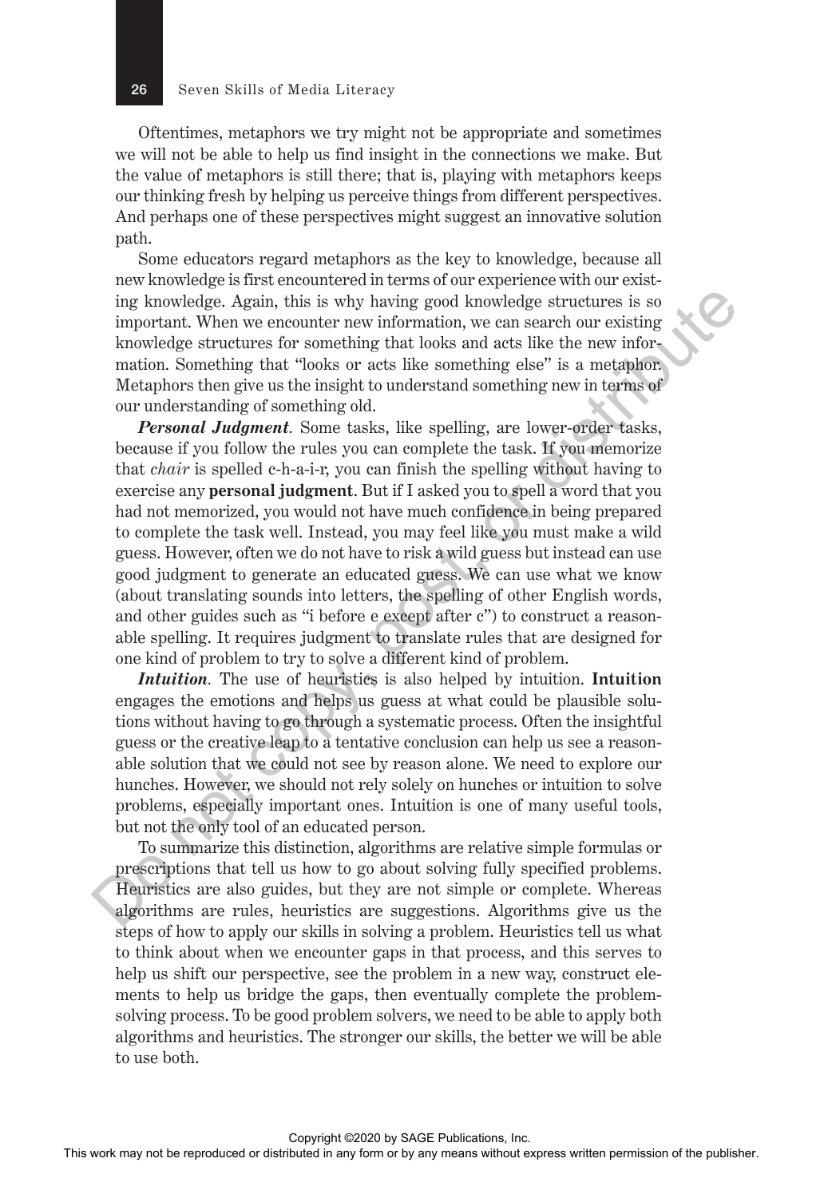Oftentimes, metaphors we try might not be appropriate and sometimes we will not be able to help us find insight in the connections we make. But the value of metaphors is still there; that is, playing with metaphors keeps our thinking fresh by helping us perceive things from different perspectives. And perhaps one of these perspectives might suggest an innovative solution path.

Some educators regard metaphors as the key to knowledge, because all new knowledge is first encountered in terms of our experience with our existing knowledge. Again, this is why having good knowledge structures is so important. When we encounter new information, we can search our existing knowledge structures for something that looks and acts like the new information. Something that "looks or acts like something else" is a metaphor. Metaphors then give us the insight to understand something new in terms of our understanding of something old.

***Personal Judgment.*** Some tasks, like spelling, are lower-order tasks, because if you follow the rules you can complete the task. If you memorize that *chair* is spelled c-h-a-i-r, you can finish the spelling without having to exercise any **personal judgment**. But if I asked you to spell a word that you had not memorized, you would not have much confidence in being prepared to complete the task well. Instead, you may feel like you must make a wild guess. However, often we do not have to risk a wild guess but instead can use good judgment to generate an educated guess. We can use what we know (about translating sounds into letters, the spelling of other English words, and other guides such as "i before e except after c") to construct a reasonable spelling. It requires judgment to translate rules that are designed for one kind of problem to try to solve a different kind of problem.

***Intuition.*** The use of heuristics is also helped by intuition. **Intuition** engages the emotions and helps us guess at what could be plausible solutions without having to go through a systematic process. Often the insightful guess or the creative leap to a tentative conclusion can help us see a reasonable solution that we could not see by reason alone. We need to explore our hunches. However, we should not rely solely on hunches or intuition to solve problems, especially important ones. Intuition is one of many useful tools, but not the only tool of an educated person.

To summarize this distinction, algorithms are relative simple formulas or prescriptions that tell us how to go about solving fully specified problems. Heuristics are also guides, but they are not simple or complete. Whereas algorithms are rules, heuristics are suggestions. Algorithms give us the steps of how to apply our skills in solving a problem. Heuristics tell us what to think about when we encounter gaps in that process, and this serves to help us shift our perspective, see the problem in a new way, construct elements to help us bridge the gaps, then eventually complete the problem-solving process. To be good problem solvers, we need to be able to apply both algorithms and heuristics. The stronger our skills, the better we will be able to use both.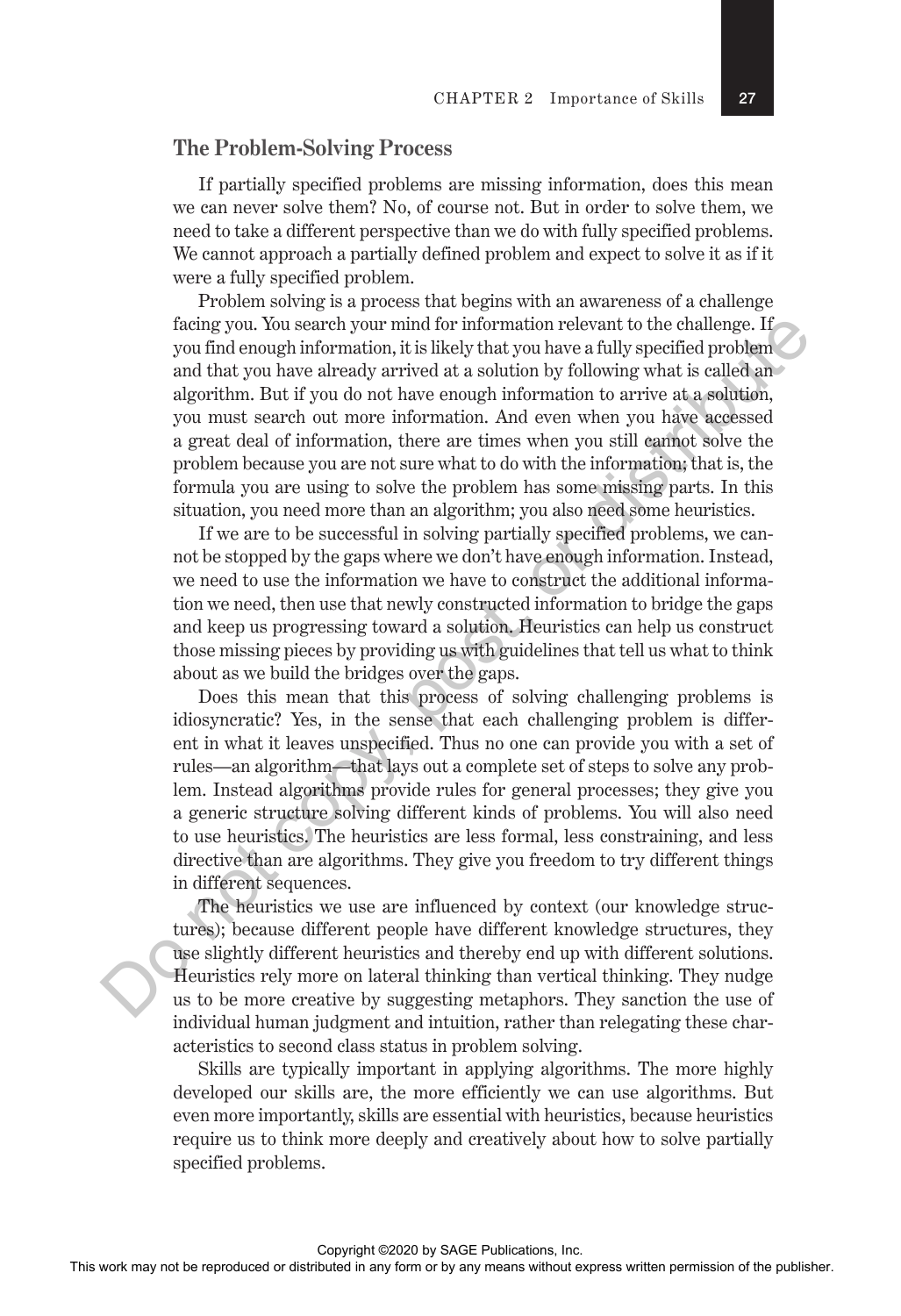## The Problem-Solving Process

If partially specified problems are missing information, does this mean we can never solve them? No, of course not. But in order to solve them, we need to take a different perspective than we do with fully specified problems. We cannot approach a partially defined problem and expect to solve it as if it were a fully specified problem.

Problem solving is a process that begins with an awareness of a challenge facing you. You search your mind for information relevant to the challenge. If you find enough information, it is likely that you have a fully specified problem and that you have already arrived at a solution by following what is called an algorithm. But if you do not have enough information to arrive at a solution, you must search out more information. And even when you have accessed a great deal of information, there are times when you still cannot solve the problem because you are not sure what to do with the information; that is, the formula you are using to solve the problem has some missing parts. In this situation, you need more than an algorithm; you also need some heuristics.

If we are to be successful in solving partially specified problems, we cannot be stopped by the gaps where we don't have enough information. Instead, we need to use the information we have to construct the additional information we need, then use that newly constructed information to bridge the gaps and keep us progressing toward a solution. Heuristics can help us construct those missing pieces by providing us with guidelines that tell us what to think about as we build the bridges over the gaps.

Does this mean that this process of solving challenging problems is idiosyncratic? Yes, in the sense that each challenging problem is different in what it leaves unspecified. Thus no one can provide you with a set of rules—an algorithm—that lays out a complete set of steps to solve any problem. Instead algorithms provide rules for general processes; they give you a generic structure solving different kinds of problems. You will also need to use heuristics. The heuristics are less formal, less constraining, and less directive than are algorithms. They give you freedom to try different things in different sequences.

The heuristics we use are influenced by context (our knowledge structures); because different people have different knowledge structures, they use slightly different heuristics and thereby end up with different solutions. Heuristics rely more on lateral thinking than vertical thinking. They nudge us to be more creative by suggesting metaphors. They sanction the use of individual human judgment and intuition, rather than relegating these characteristics to second class status in problem solving.

Skills are typically important in applying algorithms. The more highly developed our skills are, the more efficiently we can use algorithms. But even more importantly, skills are essential with heuristics, because heuristics require us to think more deeply and creatively about how to solve partially specified problems.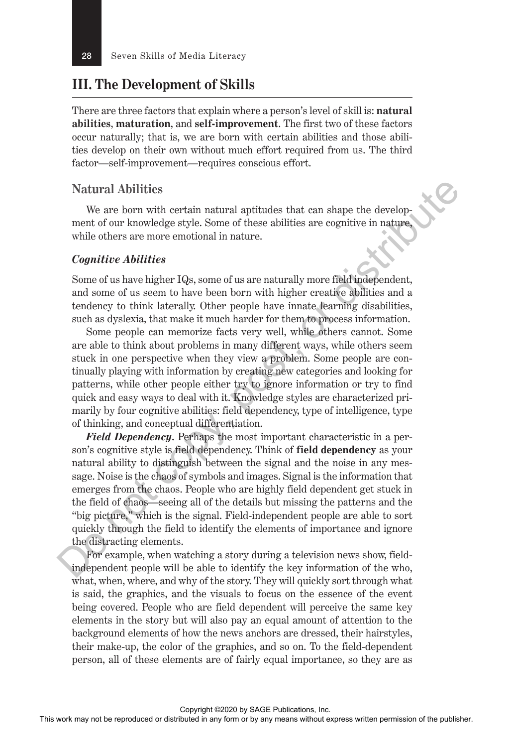## III. The Development of Skills

There are three factors that explain where a person's level of skill is: **natural abilities**, **maturation**, and **self-improvement**. The first two of these factors occur naturally; that is, we are born with certain abilities and those abilities develop on their own without much effort required from us. The third factor—self-improvement—requires conscious effort.

### Natural Abilities

We are born with certain natural aptitudes that can shape the development of our knowledge style. Some of these abilities are cognitive in nature, while others are more emotional in nature.

#### *Cognitive Abilities*

Some of us have higher IQs, some of us are naturally more field independent, and some of us seem to have been born with higher creative abilities and a tendency to think laterally. Other people have innate learning disabilities, such as dyslexia, that make it much harder for them to process information.

Some people can memorize facts very well, while others cannot. Some are able to think about problems in many different ways, while others seem stuck in one perspective when they view a problem. Some people are continually playing with information by creating new categories and looking for patterns, while other people either try to ignore information or try to find quick and easy ways to deal with it. Knowledge styles are characterized primarily by four cognitive abilities: field dependency, type of intelligence, type of thinking, and conceptual differentiation.

***Field Dependency.*** Perhaps the most important characteristic in a person's cognitive style is field dependency. Think of **field dependency** as your natural ability to distinguish between the signal and the noise in any message. Noise is the chaos of symbols and images. Signal is the information that emerges from the chaos. People who are highly field dependent get stuck in the field of chaos—seeing all of the details but missing the patterns and the "big picture," which is the signal. Field-independent people are able to sort quickly through the field to identify the elements of importance and ignore the distracting elements.

For example, when watching a story during a television news show, field-independent people will be able to identify the key information of the who, what, when, where, and why of the story. They will quickly sort through what is said, the graphics, and the visuals to focus on the essence of the event being covered. People who are field dependent will perceive the same key elements in the story but will also pay an equal amount of attention to the background elements of how the news anchors are dressed, their hairstyles, their make-up, the color of the graphics, and so on. To the field-dependent person, all of these elements are of fairly equal importance, so they are as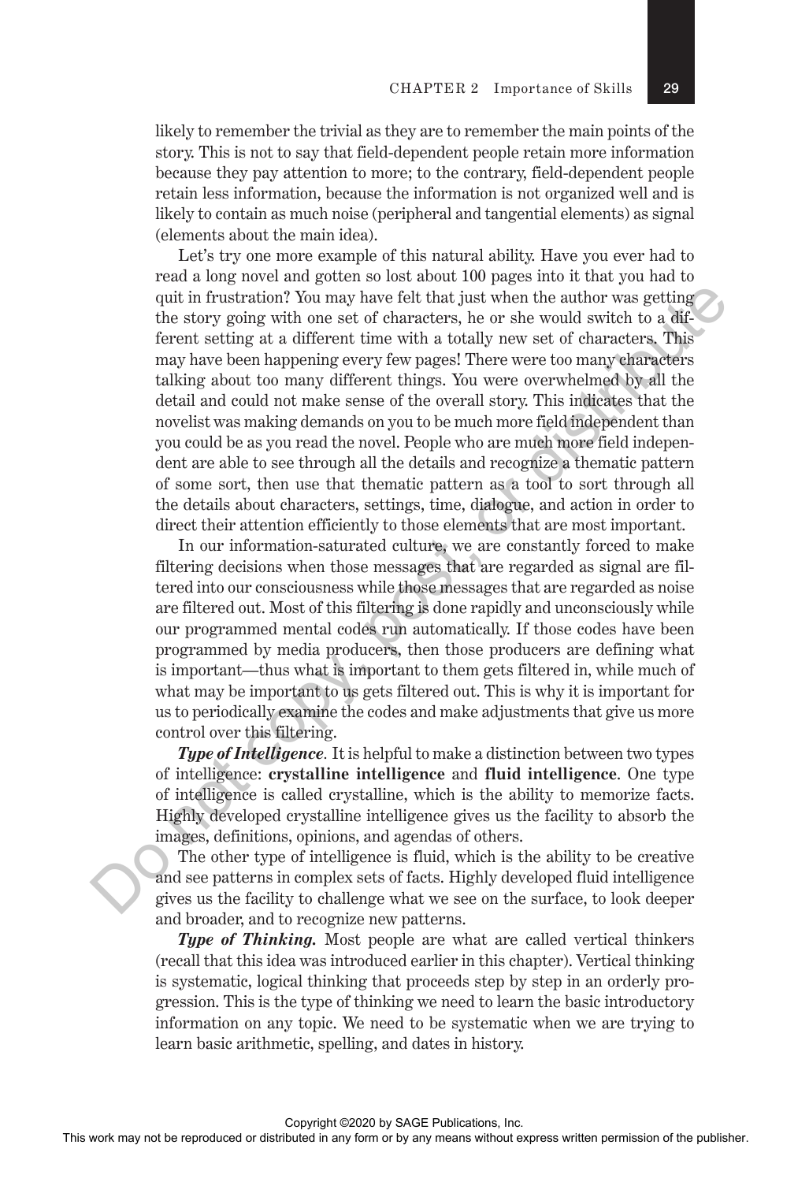likely to remember the trivial as they are to remember the main points of the story. This is not to say that field-dependent people retain more information because they pay attention to more; to the contrary, field-dependent people retain less information, because the information is not organized well and is likely to contain as much noise (peripheral and tangential elements) as signal (elements about the main idea).

Let's try one more example of this natural ability. Have you ever had to read a long novel and gotten so lost about 100 pages into it that you had to quit in frustration? You may have felt that just when the author was getting the story going with one set of characters, he or she would switch to a different setting at a different time with a totally new set of characters. This may have been happening every few pages! There were too many characters talking about too many different things. You were overwhelmed by all the detail and could not make sense of the overall story. This indicates that the novelist was making demands on you to be much more field independent than you could be as you read the novel. People who are much more field independent are able to see through all the details and recognize a thematic pattern of some sort, then use that thematic pattern as a tool to sort through all the details about characters, settings, time, dialogue, and action in order to direct their attention efficiently to those elements that are most important.

In our information-saturated culture, we are constantly forced to make filtering decisions when those messages that are regarded as signal are filtered into our consciousness while those messages that are regarded as noise are filtered out. Most of this filtering is done rapidly and unconsciously while our programmed mental codes run automatically. If those codes have been programmed by media producers, then those producers are defining what is important—thus what is important to them gets filtered in, while much of what may be important to us gets filtered out. This is why it is important for us to periodically examine the codes and make adjustments that give us more control over this filtering.

***Type of Intelligence.*** It is helpful to make a distinction between two types of intelligence: **crystalline intelligence** and **fluid intelligence**. One type of intelligence is called crystalline, which is the ability to memorize facts. Highly developed crystalline intelligence gives us the facility to absorb the images, definitions, opinions, and agendas of others.

The other type of intelligence is fluid, which is the ability to be creative and see patterns in complex sets of facts. Highly developed fluid intelligence gives us the facility to challenge what we see on the surface, to look deeper and broader, and to recognize new patterns.

***Type of Thinking.*** Most people are what are called vertical thinkers (recall that this idea was introduced earlier in this chapter). Vertical thinking is systematic, logical thinking that proceeds step by step in an orderly progression. This is the type of thinking we need to learn the basic introductory information on any topic. We need to be systematic when we are trying to learn basic arithmetic, spelling, and dates in history.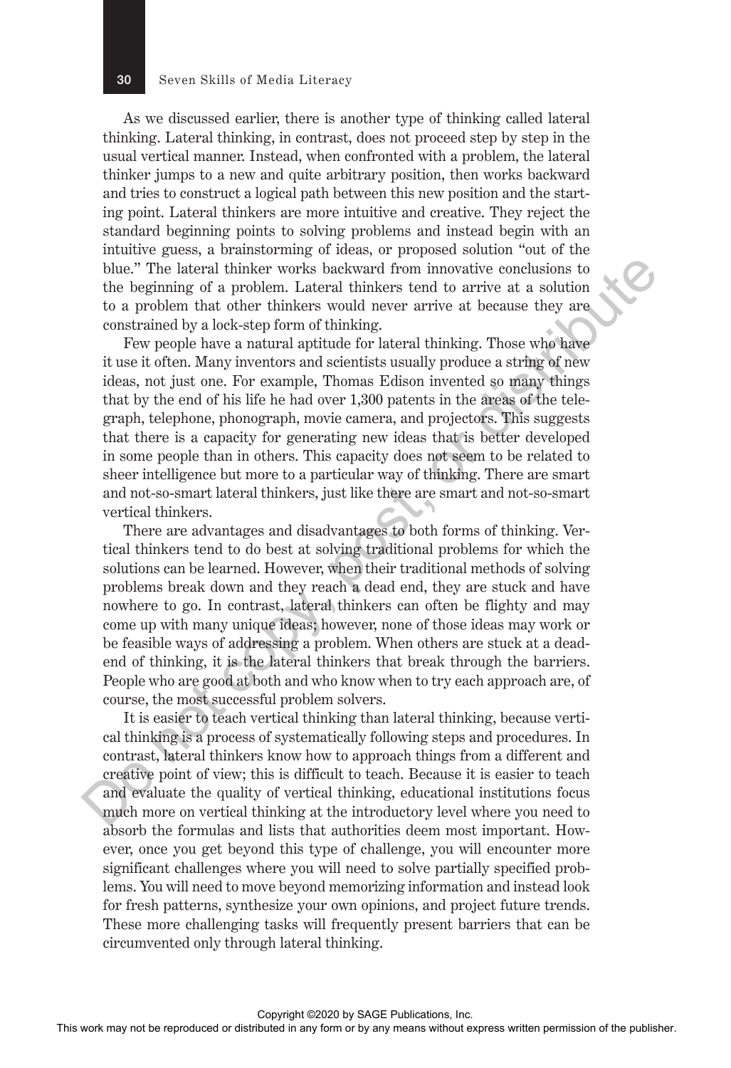As we discussed earlier, there is another type of thinking called lateral thinking. Lateral thinking, in contrast, does not proceed step by step in the usual vertical manner. Instead, when confronted with a problem, the lateral thinker jumps to a new and quite arbitrary position, then works backward and tries to construct a logical path between this new position and the starting point. Lateral thinkers are more intuitive and creative. They reject the standard beginning points to solving problems and instead begin with an intuitive guess, a brainstorming of ideas, or proposed solution "out of the blue." The lateral thinker works backward from innovative conclusions to the beginning of a problem. Lateral thinkers tend to arrive at a solution to a problem that other thinkers would never arrive at because they are constrained by a lock-step form of thinking.

Few people have a natural aptitude for lateral thinking. Those who have it use it often. Many inventors and scientists usually produce a string of new ideas, not just one. For example, Thomas Edison invented so many things that by the end of his life he had over 1,300 patents in the areas of the telegraph, telephone, phonograph, movie camera, and projectors. This suggests that there is a capacity for generating new ideas that is better developed in some people than in others. This capacity does not seem to be related to sheer intelligence but more to a particular way of thinking. There are smart and not-so-smart lateral thinkers, just like there are smart and not-so-smart vertical thinkers.

There are advantages and disadvantages to both forms of thinking. Vertical thinkers tend to do best at solving traditional problems for which the solutions can be learned. However, when their traditional methods of solving problems break down and they reach a dead end, they are stuck and have nowhere to go. In contrast, lateral thinkers can often be flighty and may come up with many unique ideas; however, none of those ideas may work or be feasible ways of addressing a problem. When others are stuck at a dead-end of thinking, it is the lateral thinkers that break through the barriers. People who are good at both and who know when to try each approach are, of course, the most successful problem solvers.

It is easier to teach vertical thinking than lateral thinking, because vertical thinking is a process of systematically following steps and procedures. In contrast, lateral thinkers know how to approach things from a different and creative point of view; this is difficult to teach. Because it is easier to teach and evaluate the quality of vertical thinking, educational institutions focus much more on vertical thinking at the introductory level where you need to absorb the formulas and lists that authorities deem most important. However, once you get beyond this type of challenge, you will encounter more significant challenges where you will need to solve partially specified problems. You will need to move beyond memorizing information and instead look for fresh patterns, synthesize your own opinions, and project future trends. These more challenging tasks will frequently present barriers that can be circumvented only through lateral thinking.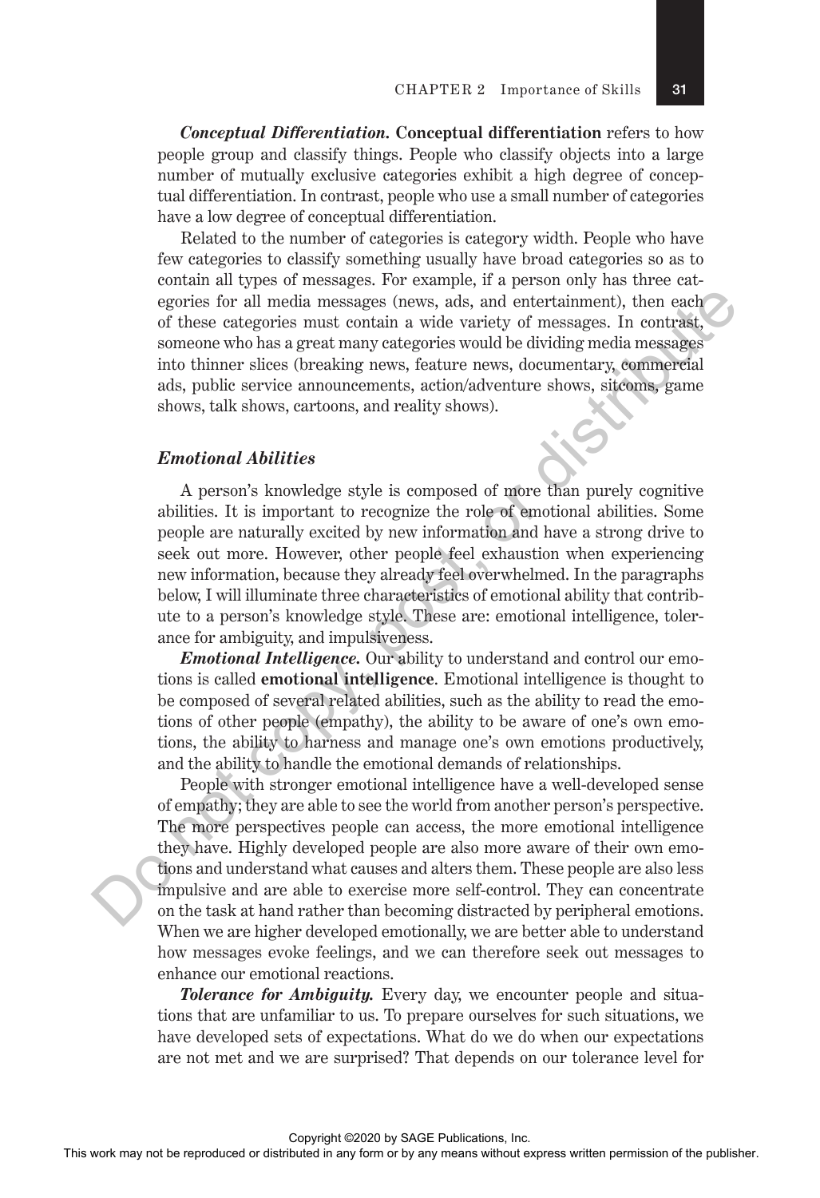***Conceptual Differentiation.*** **Conceptual differentiation** refers to how people group and classify things. People who classify objects into a large number of mutually exclusive categories exhibit a high degree of conceptual differentiation. In contrast, people who use a small number of categories have a low degree of conceptual differentiation.

Related to the number of categories is category width. People who have few categories to classify something usually have broad categories so as to contain all types of messages. For example, if a person only has three categories for all media messages (news, ads, and entertainment), then each of these categories must contain a wide variety of messages. In contrast, someone who has a great many categories would be dividing media messages into thinner slices (breaking news, feature news, documentary, commercial ads, public service announcements, action/adventure shows, sitcoms, game shows, talk shows, cartoons, and reality shows).

### *Emotional Abilities*

A person's knowledge style is composed of more than purely cognitive abilities. It is important to recognize the role of emotional abilities. Some people are naturally excited by new information and have a strong drive to seek out more. However, other people feel exhaustion when experiencing new information, because they already feel overwhelmed. In the paragraphs below, I will illuminate three characteristics of emotional ability that contribute to a person's knowledge style. These are: emotional intelligence, tolerance for ambiguity, and impulsiveness.

***Emotional Intelligence.*** Our ability to understand and control our emotions is called **emotional intelligence**. Emotional intelligence is thought to be composed of several related abilities, such as the ability to read the emotions of other people (empathy), the ability to be aware of one's own emotions, the ability to harness and manage one's own emotions productively, and the ability to handle the emotional demands of relationships.

People with stronger emotional intelligence have a well-developed sense of empathy; they are able to see the world from another person's perspective. The more perspectives people can access, the more emotional intelligence they have. Highly developed people are also more aware of their own emotions and understand what causes and alters them. These people are also less impulsive and are able to exercise more self-control. They can concentrate on the task at hand rather than becoming distracted by peripheral emotions. When we are higher developed emotionally, we are better able to understand how messages evoke feelings, and we can therefore seek out messages to enhance our emotional reactions.

***Tolerance for Ambiguity.*** Every day, we encounter people and situations that are unfamiliar to us. To prepare ourselves for such situations, we have developed sets of expectations. What do we do when our expectations are not met and we are surprised? That depends on our tolerance level for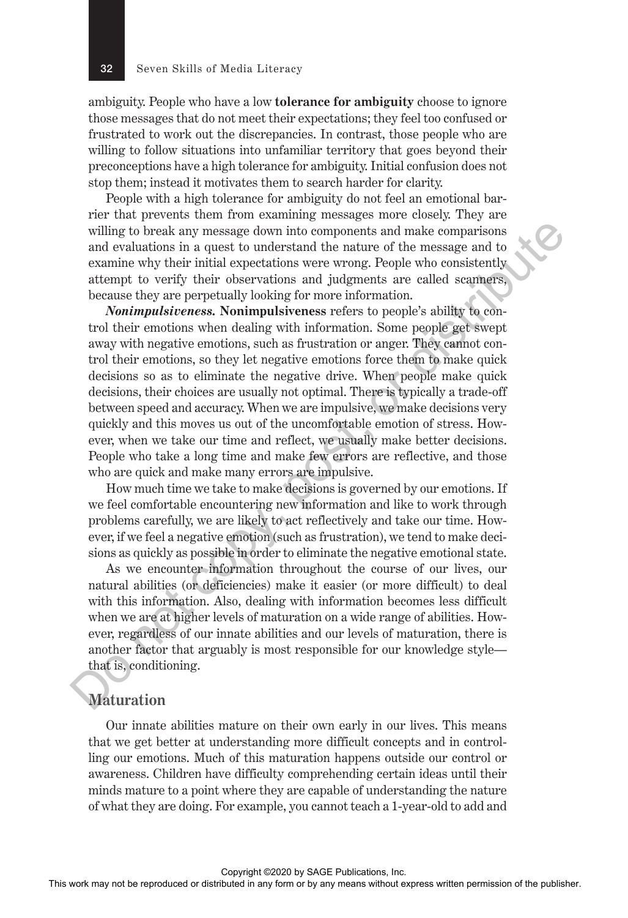ambiguity. People who have a low **tolerance for ambiguity** choose to ignore those messages that do not meet their expectations; they feel too confused or frustrated to work out the discrepancies. In contrast, those people who are willing to follow situations into unfamiliar territory that goes beyond their preconceptions have a high tolerance for ambiguity. Initial confusion does not stop them; instead it motivates them to search harder for clarity.

People with a high tolerance for ambiguity do not feel an emotional barrier that prevents them from examining messages more closely. They are willing to break any message down into components and make comparisons and evaluations in a quest to understand the nature of the message and to examine why their initial expectations were wrong. People who consistently attempt to verify their observations and judgments are called scanners, because they are perpetually looking for more information.

***Nonimpulsiveness.*** **Nonimpulsiveness** refers to people's ability to control their emotions when dealing with information. Some people get swept away with negative emotions, such as frustration or anger. They cannot control their emotions, so they let negative emotions force them to make quick decisions so as to eliminate the negative drive. When people make quick decisions, their choices are usually not optimal. There is typically a trade-off between speed and accuracy. When we are impulsive, we make decisions very quickly and this moves us out of the uncomfortable emotion of stress. However, when we take our time and reflect, we usually make better decisions. People who take a long time and make few errors are reflective, and those who are quick and make many errors are impulsive.

How much time we take to make decisions is governed by our emotions. If we feel comfortable encountering new information and like to work through problems carefully, we are likely to act reflectively and take our time. However, if we feel a negative emotion (such as frustration), we tend to make decisions as quickly as possible in order to eliminate the negative emotional state.

As we encounter information throughout the course of our lives, our natural abilities (or deficiencies) make it easier (or more difficult) to deal with this information. Also, dealing with information becomes less difficult when we are at higher levels of maturation on a wide range of abilities. However, regardless of our innate abilities and our levels of maturation, there is another factor that arguably is most responsible for our knowledge style—that is, conditioning.

## Maturation

Our innate abilities mature on their own early in our lives. This means that we get better at understanding more difficult concepts and in controlling our emotions. Much of this maturation happens outside our control or awareness. Children have difficulty comprehending certain ideas until their minds mature to a point where they are capable of understanding the nature of what they are doing. For example, you cannot teach a 1-year-old to add and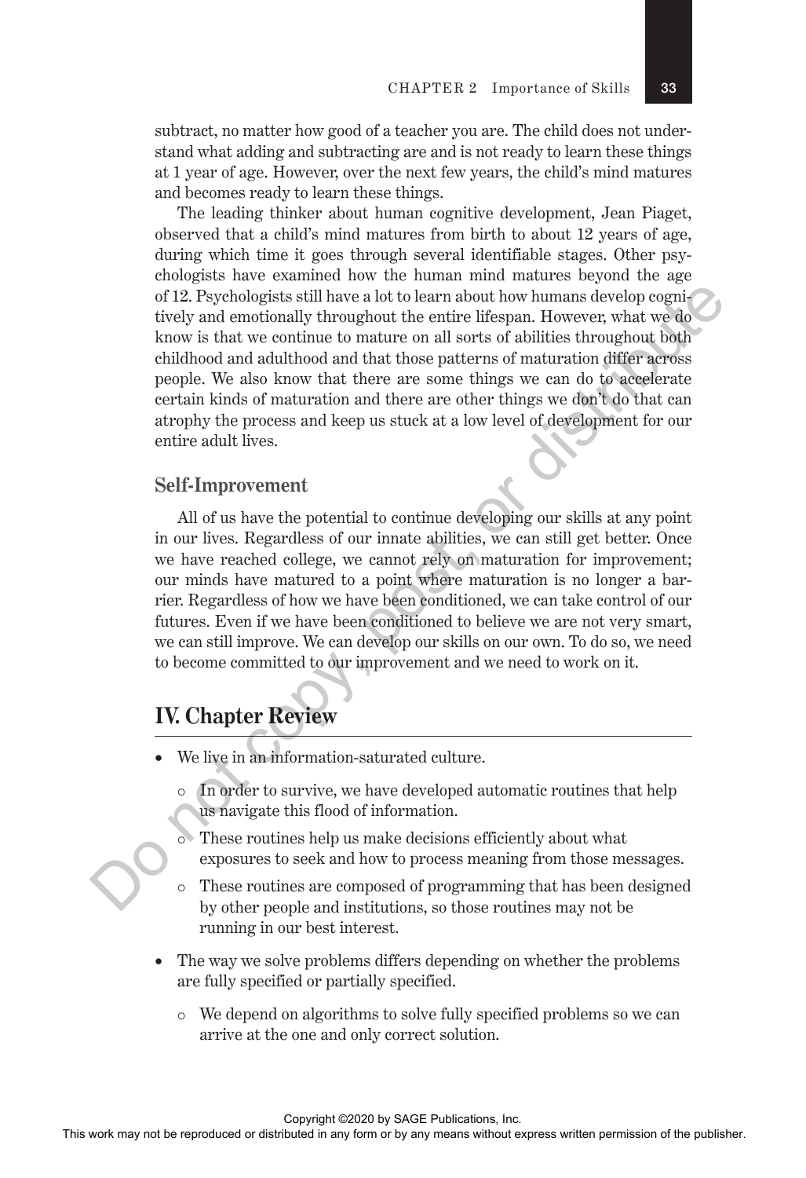subtract, no matter how good of a teacher you are. The child does not understand what adding and subtracting are and is not ready to learn these things at 1 year of age. However, over the next few years, the child's mind matures and becomes ready to learn these things.

The leading thinker about human cognitive development, Jean Piaget, observed that a child's mind matures from birth to about 12 years of age, during which time it goes through several identifiable stages. Other psychologists have examined how the human mind matures beyond the age of 12. Psychologists still have a lot to learn about how humans develop cognitively and emotionally throughout the entire lifespan. However, what we do know is that we continue to mature on all sorts of abilities throughout both childhood and adulthood and that those patterns of maturation differ across people. We also know that there are some things we can do to accelerate certain kinds of maturation and there are other things we don't do that can atrophy the process and keep us stuck at a low level of development for our entire adult lives.

### Self-Improvement

All of us have the potential to continue developing our skills at any point in our lives. Regardless of our innate abilities, we can still get better. Once we have reached college, we cannot rely on maturation for improvement; our minds have matured to a point where maturation is no longer a barrier. Regardless of how we have been conditioned, we can take control of our futures. Even if we have been conditioned to believe we are not very smart, we can still improve. We can develop our skills on our own. To do so, we need to become committed to our improvement and we need to work on it.

## IV. Chapter Review

- We live in an information-saturated culture.
  - In order to survive, we have developed automatic routines that help us navigate this flood of information.
  - These routines help us make decisions efficiently about what exposures to seek and how to process meaning from those messages.
  - These routines are composed of programming that has been designed by other people and institutions, so those routines may not be running in our best interest.
- The way we solve problems differs depending on whether the problems are fully specified or partially specified.
  - We depend on algorithms to solve fully specified problems so we can arrive at the one and only correct solution.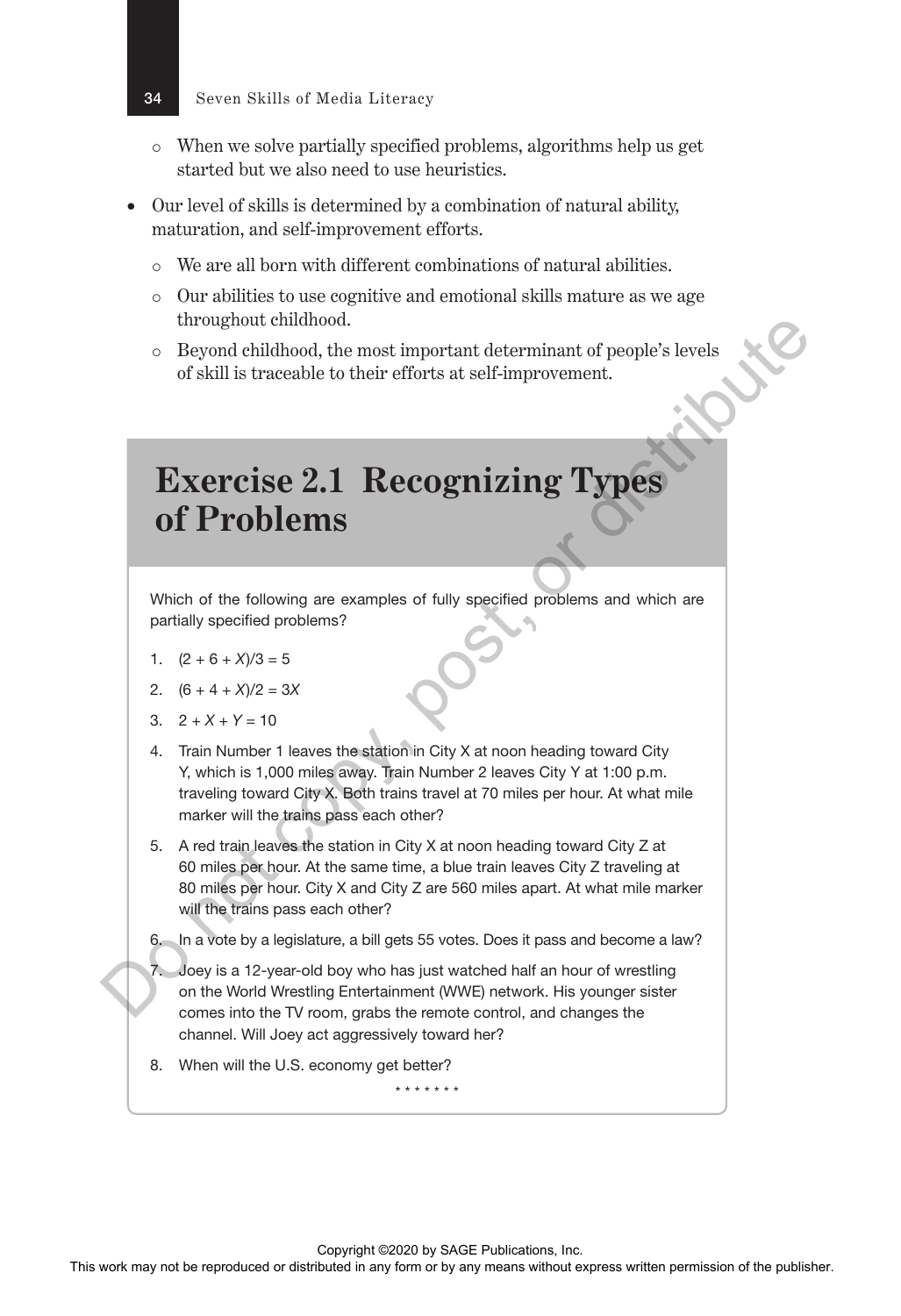- When we solve partially specified problems, algorithms help us get started but we also need to use heuristics.
- Our level of skills is determined by a combination of natural ability, maturation, and self-improvement efforts.
  - We are all born with different combinations of natural abilities.
  - Our abilities to use cognitive and emotional skills mature as we age throughout childhood.
  - Beyond childhood, the most important determinant of people's levels of skill is traceable to their efforts at self-improvement.

## Exercise 2.1 Recognizing Types of Problems

Which of the following are examples of fully specified problems and which are partially specified problems?

1. $(2 + 6 + X)/3 = 5$
2. $(6 + 4 + X)/2 = 3X$
3. $2 + X + Y = 10$
4. Train Number 1 leaves the station in City X at noon heading toward City Y, which is 1,000 miles away. Train Number 2 leaves City Y at 1:00 p.m. traveling toward City X. Both trains travel at 70 miles per hour. At what mile marker will the trains pass each other?
5. A red train leaves the station in City X at noon heading toward City Z at 60 miles per hour. At the same time, a blue train leaves City Z traveling at 80 miles per hour. City X and City Z are 560 miles apart. At what mile marker will the trains pass each other?
6. In a vote by a legislature, a bill gets 55 votes. Does it pass and become a law?
7. Joey is a 12-year-old boy who has just watched half an hour of wrestling on the World Wrestling Entertainment (WWE) network. His younger sister comes into the TV room, grabs the remote control, and changes the channel. Will Joey act aggressively toward her?
8. When will the U.S. economy get better?

\* \* \* \* \* \* \*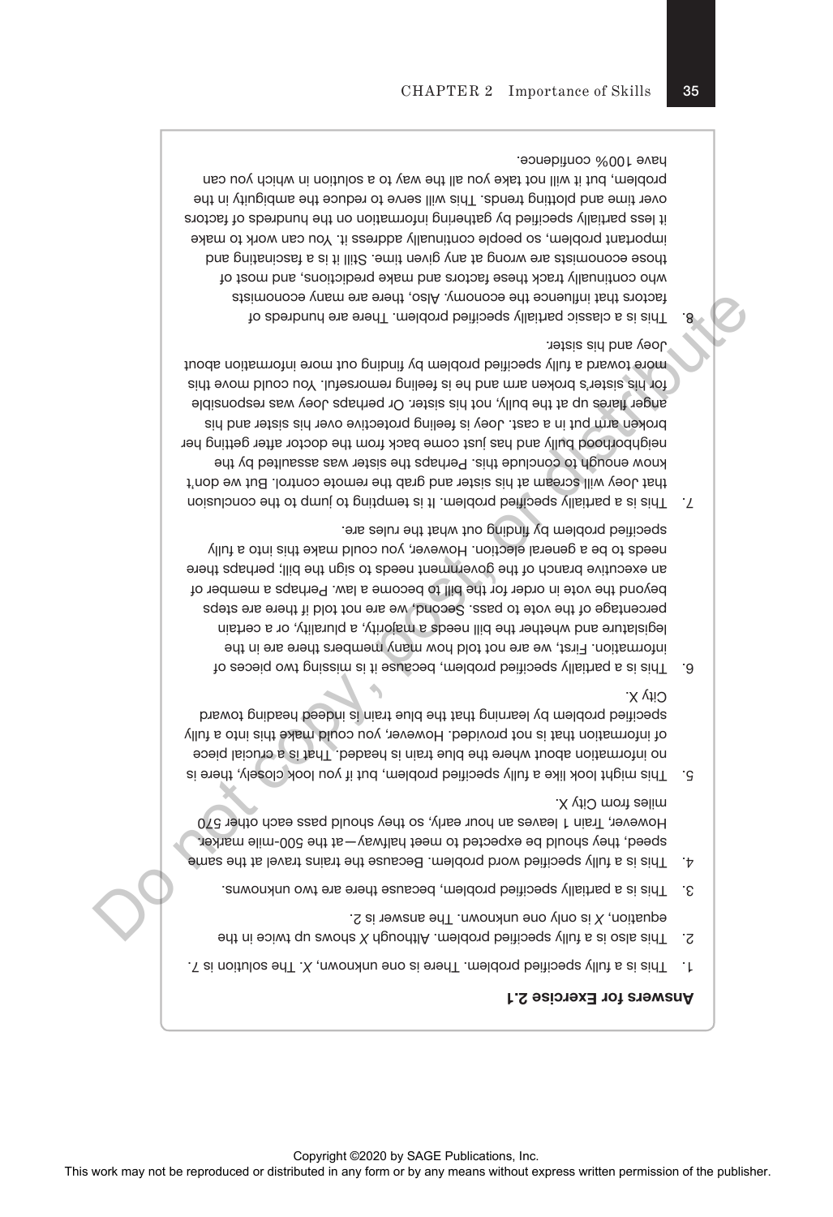**Answers for Exercise 2.1**

1. This is a fully specified problem. There is one unknown, *X*. The solution is 7.
2. This also is a fully specified problem. Although *X* shows up twice in the equation, *X* is only one unknown. The answer is 2.
3. This is a partially specified problem, because there are two unknowns.
4. This is a fully specified word problem. Because the trains travel at the same speed, they should be expected to meet halfway—at the 500-mile marker. However, Train 1 leaves an hour early, so they should pass each other 570 miles from City X.
5. This might look like a fully specified problem, but if you look closely, there is no information about where the blue train is headed. That is a crucial piece of information that is not provided. However, you could make this into a fully specified problem by learning that the blue train is indeed heading toward City X.
6. This is a partially specified problem, because it is missing two pieces of information. First, we are not told how many members there are in the legislature and whether the bill needs a majority, a plurality, or a certain percentage of the vote to pass. Second, we are not told if there are steps beyond the vote in order for the bill to become a law. Perhaps a member of an executive branch of the government needs to sign the bill; perhaps there needs to be a general election. However, you could make this into a fully specified problem by finding out what the rules are.
7. This is a partially specified problem. It is tempting to jump to the conclusion that Joey will scream at his sister and grab the remote control. But we don't know enough to conclude this. Perhaps the sister was assaulted by the neighborhood bully and has just come back from the doctor after getting her broken arm put in a cast. Joey is feeling protective over his sister and his anger flares up at the bully, not his sister. Or perhaps Joey was responsible for his sister's broken arm and he is feeling remorseful. You could move this more toward a fully specified problem by finding out more information about Joey and his sister.
8. This is a classic partially specified problem. There are hundreds of factors that influence the economy. Also, there are many economists who continually track these factors and make predictions, and most of those economists are wrong at any given time. Still it is a fascinating and important problem, so people continually address it. You can work to make it less partially specified by gathering information on the hundreds of factors over time and plotting trends. This will serve to reduce the ambiguity in the problem, but it will not take you all the way to a solution in which you can have 100% confidence.